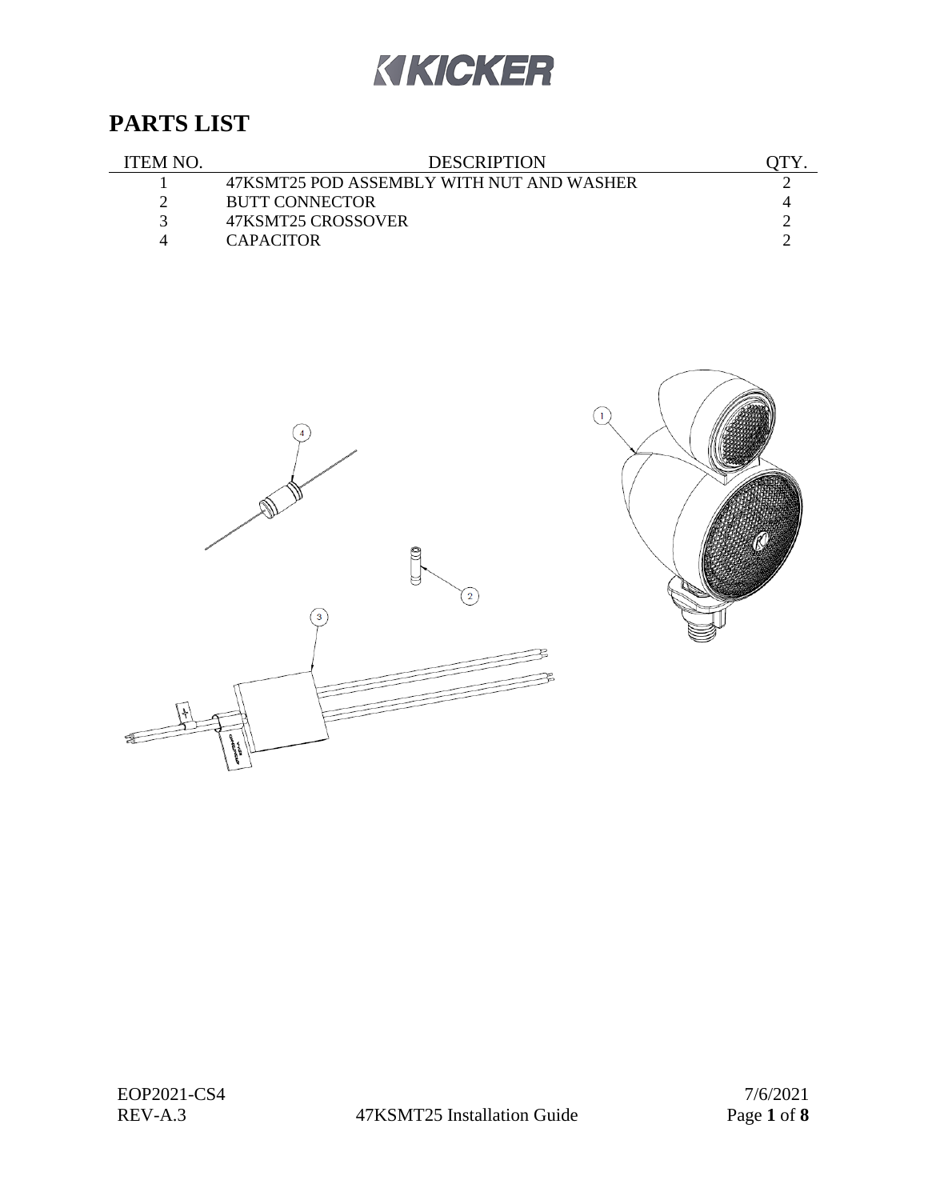KICKER

# PARTS LIST

| ITEM NO. | DESCRIPTION | QTY. |
| --- | --- | --- |
| 1 | 47KSMT25 POD ASSEMBLY WITH NUT AND WASHER | 2 |
| 2 | BUTT CONNECTOR | 4 |
| 3 | 47KSMT25 CROSSOVER | 2 |
| 4 | CAPACITOR | 2 |

EOP2021-CS4
REV-A.3
7/6/2021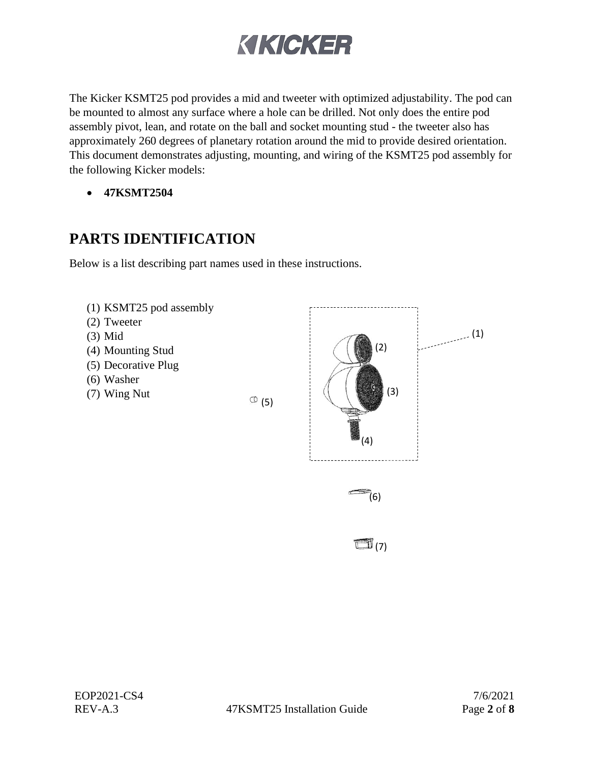The Kicker KSMT25 pod provides a mid and tweeter with optimized adjustability. The pod can be mounted to almost any surface where a hole can be drilled. Not only does the entire pod assembly pivot, lean, and rotate on the ball and socket mounting stud - the tweeter also has approximately 260 degrees of planetary rotation around the mid to provide desired orientation. This document demonstrates adjusting, mounting, and wiring of the KSMT25 pod assembly for the following Kicker models:

- **47KSMT2504**

## PARTS IDENTIFICATION

Below is a list describing part names used in these instructions.

(1) KSMT25 pod assembly
(2) Tweeter
(3) Mid
(4) Mounting Stud
(5) Decorative Plug
(6) Washer
(7) Wing Nut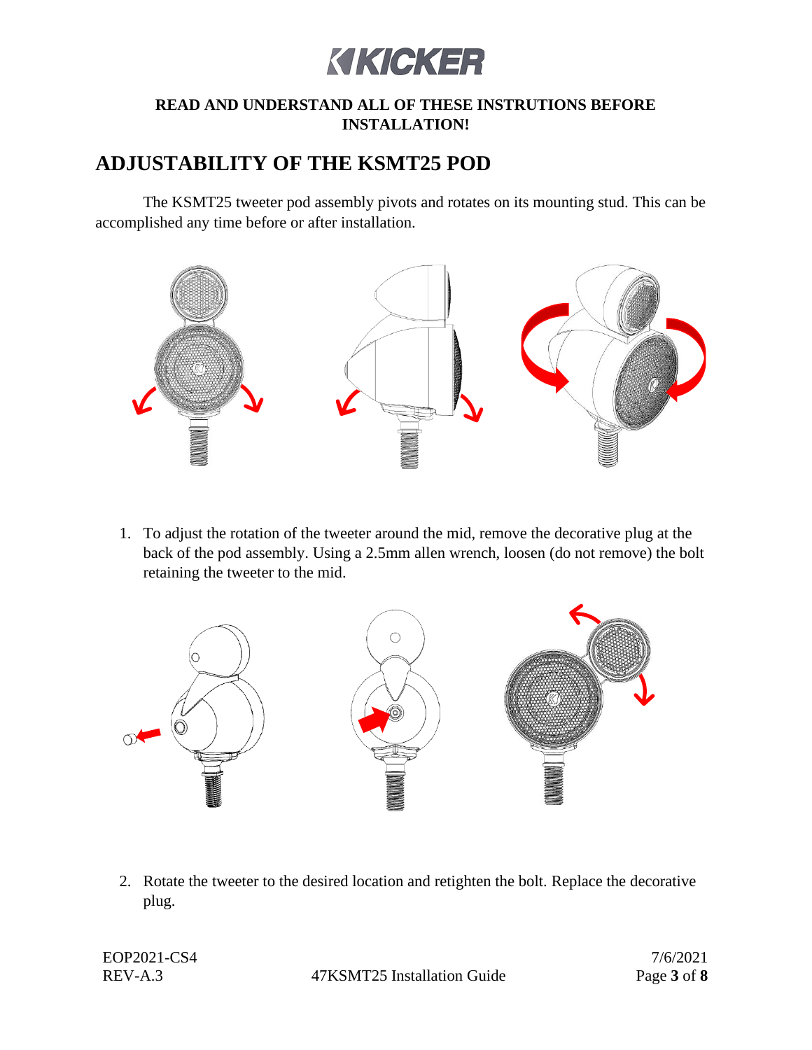**READ AND UNDERSTAND ALL OF THESE INSTRUTIONS BEFORE INSTALLATION!**

## ADJUSTABILITY OF THE KSMT25 POD

The KSMT25 tweeter pod assembly pivots and rotates on its mounting stud. This can be accomplished any time before or after installation.

1. To adjust the rotation of the tweeter around the mid, remove the decorative plug at the back of the pod assembly. Using a 2.5mm allen wrench, loosen (do not remove) the bolt retaining the tweeter to the mid.

2. Rotate the tweeter to the desired location and retighten the bolt. Replace the decorative plug.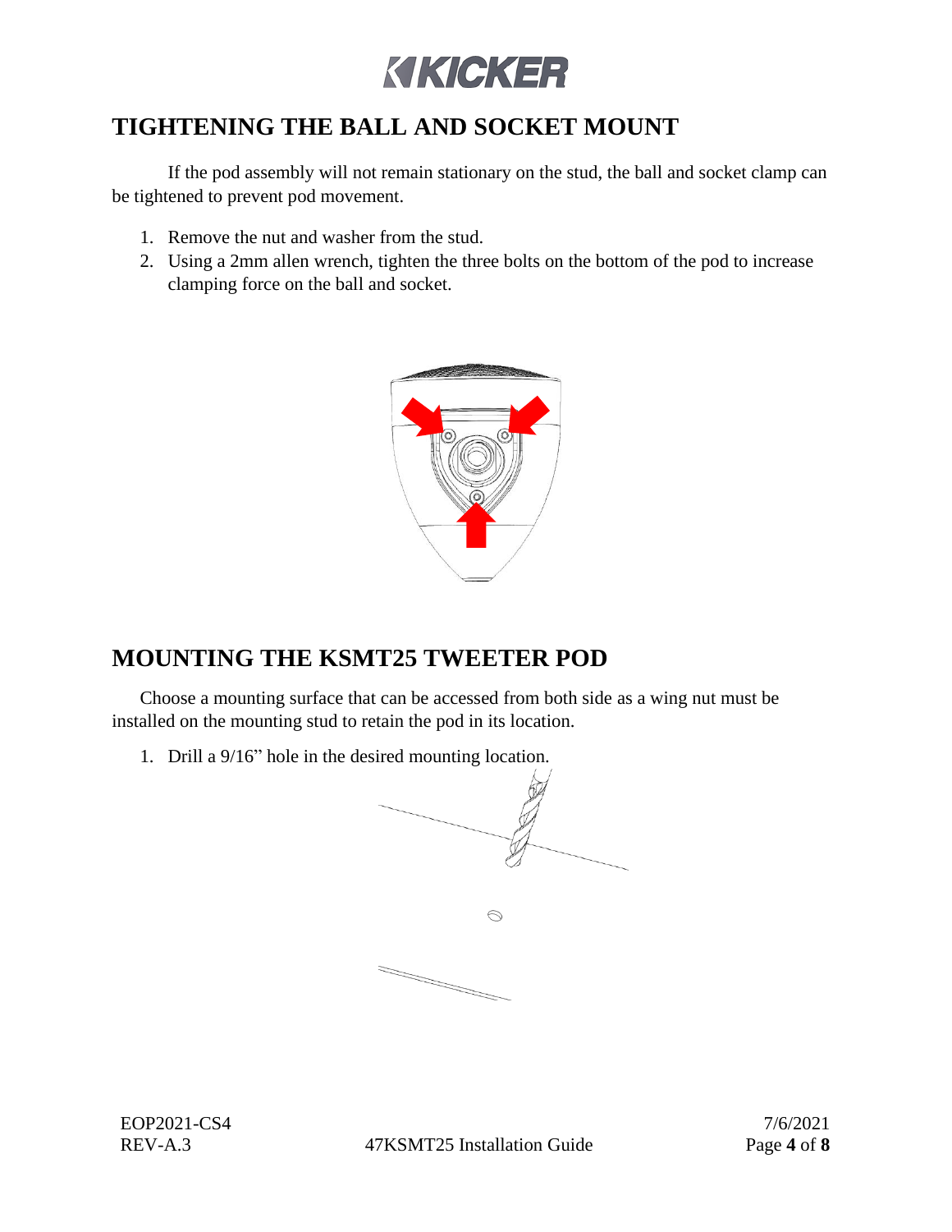## TIGHTENING THE BALL AND SOCKET MOUNT

If the pod assembly will not remain stationary on the stud, the ball and socket clamp can be tightened to prevent pod movement.

1. Remove the nut and washer from the stud.
2. Using a 2mm allen wrench, tighten the three bolts on the bottom of the pod to increase clamping force on the ball and socket.

## MOUNTING THE KSMT25 TWEETER POD

Choose a mounting surface that can be accessed from both side as a wing nut must be installed on the mounting stud to retain the pod in its location.

1. Drill a 9/16" hole in the desired mounting location.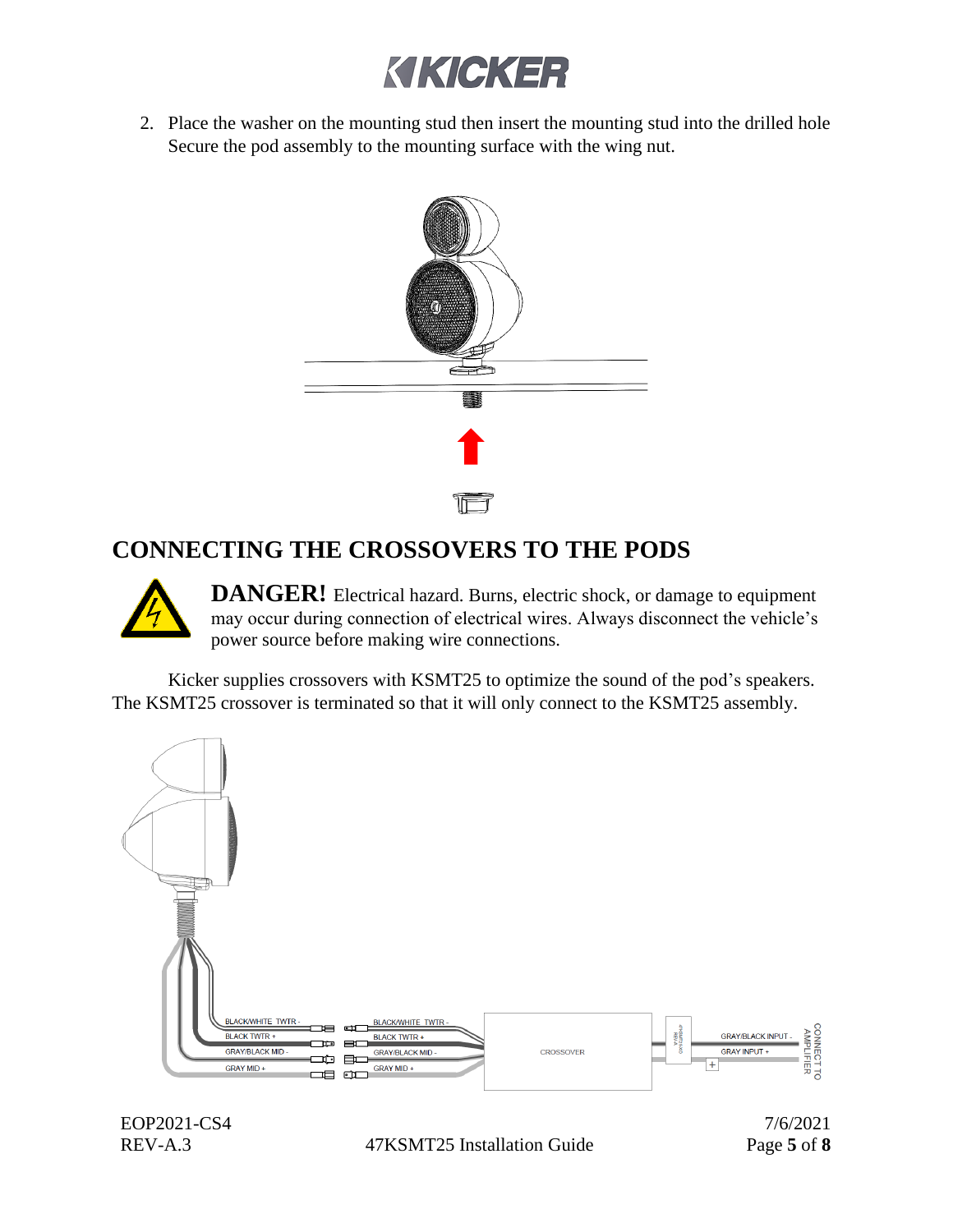2. Place the washer on the mounting stud then insert the mounting stud into the drilled hole Secure the pod assembly to the mounting surface with the wing nut.

## CONNECTING THE CROSSOVERS TO THE PODS

**DANGER!** Electrical hazard. Burns, electric shock, or damage to equipment may occur during connection of electrical wires. Always disconnect the vehicle's power source before making wire connections.

Kicker supplies crossovers with KSMT25 to optimize the sound of the pod's speakers. The KSMT25 crossover is terminated so that it will only connect to the KSMT25 assembly.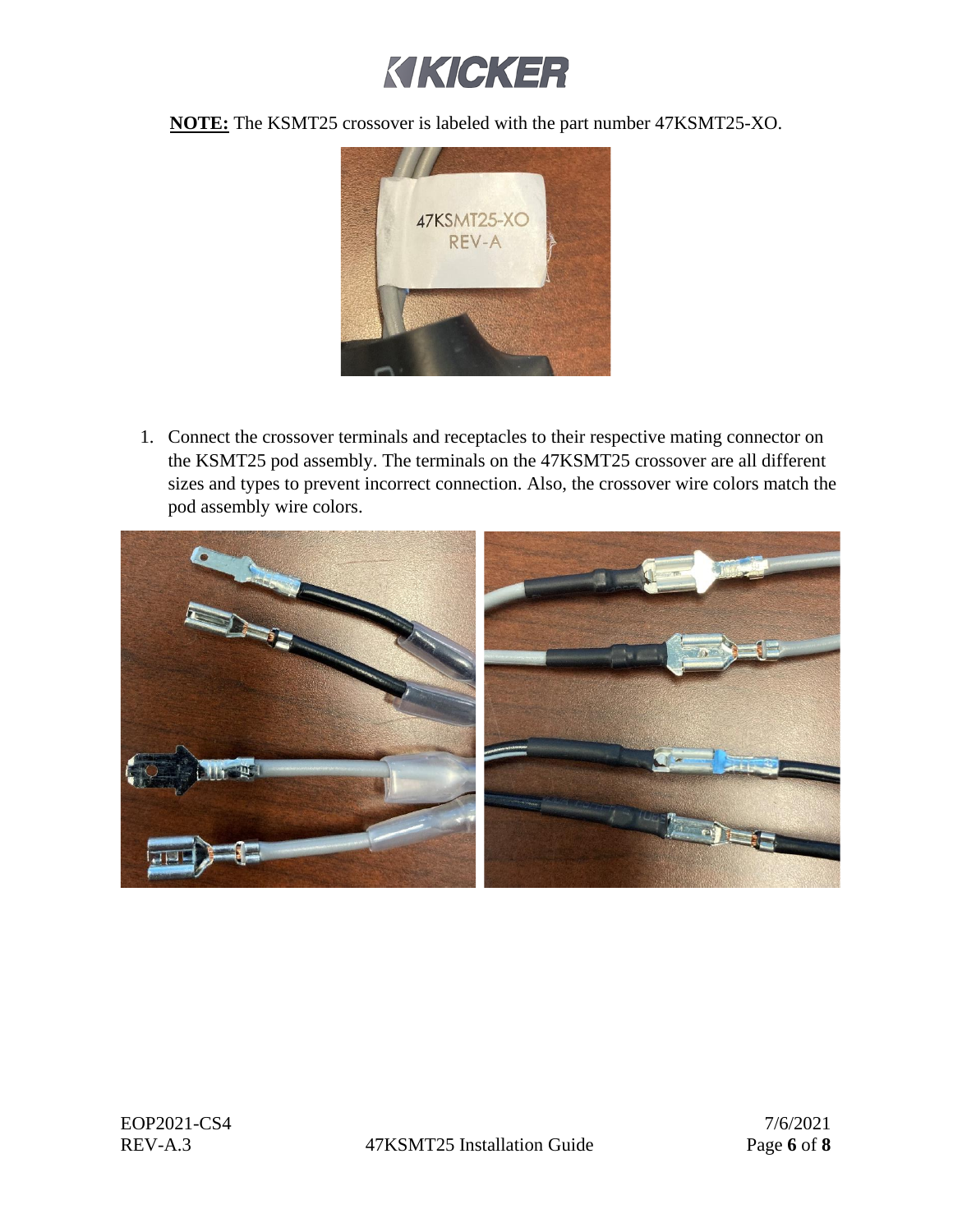**NOTE:** The KSMT25 crossover is labeled with the part number 47KSMT25-XO.

1. Connect the crossover terminals and receptacles to their respective mating connector on the KSMT25 pod assembly. The terminals on the 47KSMT25 crossover are all different sizes and types to prevent incorrect connection. Also, the crossover wire colors match the pod assembly wire colors.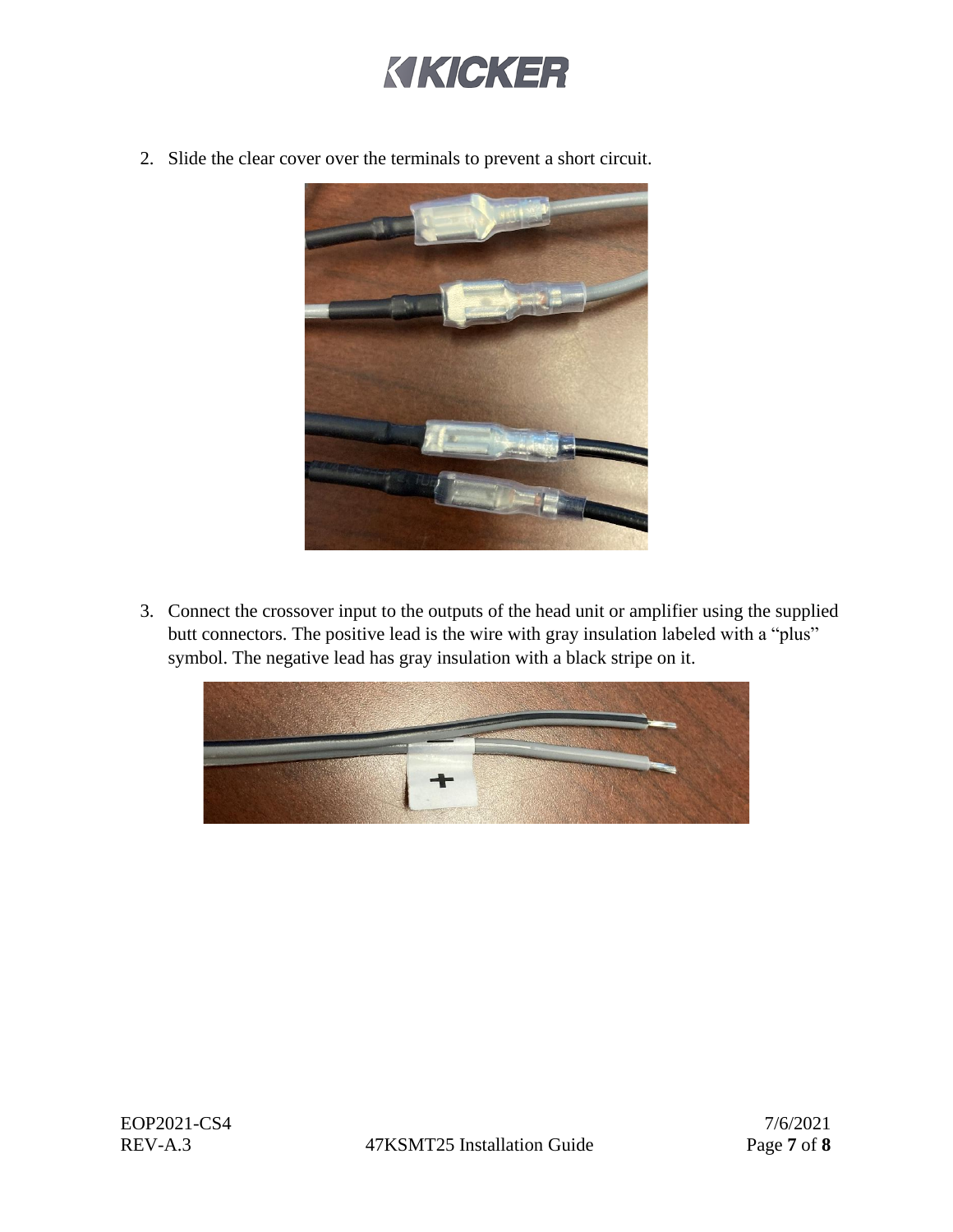2. Slide the clear cover over the terminals to prevent a short circuit.

3. Connect the crossover input to the outputs of the head unit or amplifier using the supplied butt connectors. The positive lead is the wire with gray insulation labeled with a "plus" symbol. The negative lead has gray insulation with a black stripe on it.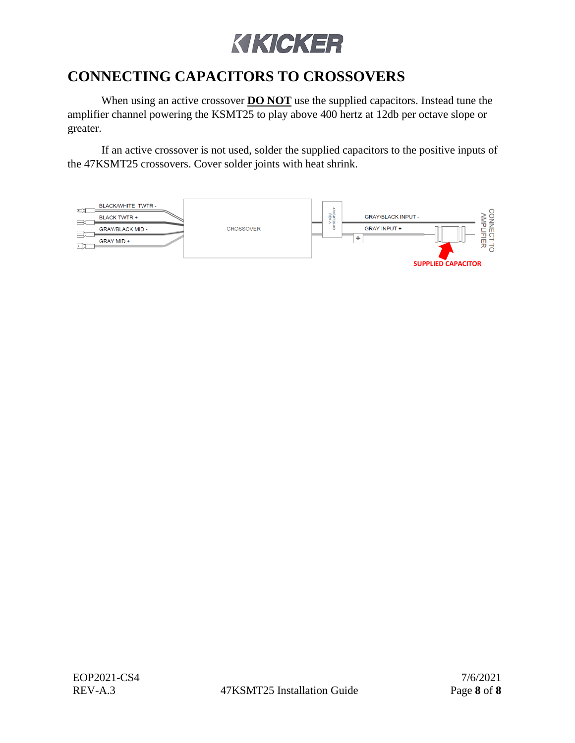# CONNECTING CAPACITORS TO CROSSOVERS

When using an active crossover **DO NOT** use the supplied capacitors. Instead tune the amplifier channel powering the KSMT25 to play above 400 hertz at 12db per octave slope or greater.

If an active crossover is not used, solder the supplied capacitors to the positive inputs of the 47KSMT25 crossovers. Cover solder joints with heat shrink.

BLACK/WHITE TWTR -
BLACK TWTR +
GRAY/BLACK MID -
GRAY MID +
CROSSOVER
47KSMT25-XO REV-A
GRAY/BLACK INPUT -
GRAY INPUT +
+
CONNECT TO AMPLIFIER
SUPPLIED CAPACITOR

EOP2021-CS4
REV-A.3
47KSMT25 Installation Guide
7/6/2021